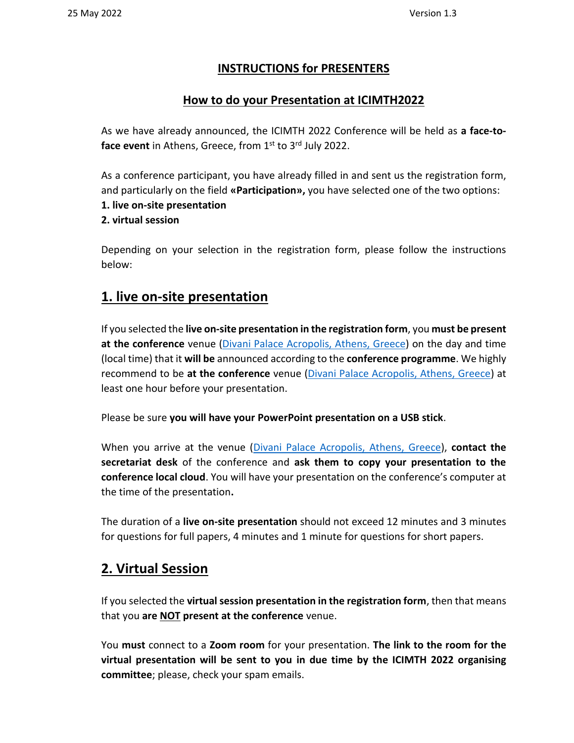# INSTRUCTIONS for PRESENTERS

## How to do your Presentation at ICIMTH2022

As we have already announced, the ICIMTH 2022 Conference will be held as **a face-to-face event** in Athens, Greece, from 1st to 3rd July 2022.

As a conference participant, you have already filled in and sent us the registration form, and particularly on the field **«Participation»,** you have selected one of the two options:
**1. live on-site presentation**
**2. virtual session**

Depending on your selection in the registration form, please follow the instructions below:

## 1. live on-site presentation

If you selected the **live on-site presentation in the registration form**, you **must be present at the conference** venue (Divani Palace Acropolis, Athens, Greece) on the day and time (local time) that it **will be** announced according to the **conference programme**. We highly recommend to be **at the conference** venue (Divani Palace Acropolis, Athens, Greece) at least one hour before your presentation.

Please be sure **you will have your PowerPoint presentation on a USB stick**.

When you arrive at the venue (Divani Palace Acropolis, Athens, Greece), **contact the secretariat desk** of the conference and **ask them to copy your presentation to the conference local cloud**. You will have your presentation on the conference's computer at the time of the presentation**.**

The duration of a **live on-site presentation** should not exceed 12 minutes and 3 minutes for questions for full papers, 4 minutes and 1 minute for questions for short papers.

## 2. Virtual Session

If you selected the **virtual session presentation in the registration form**, then that means that you **are NOT present at the conference** venue.

You **must** connect to a **Zoom room** for your presentation. **The link to the room for the virtual presentation will be sent to you in due time by the ICIMTH 2022 organising committee**; please, check your spam emails.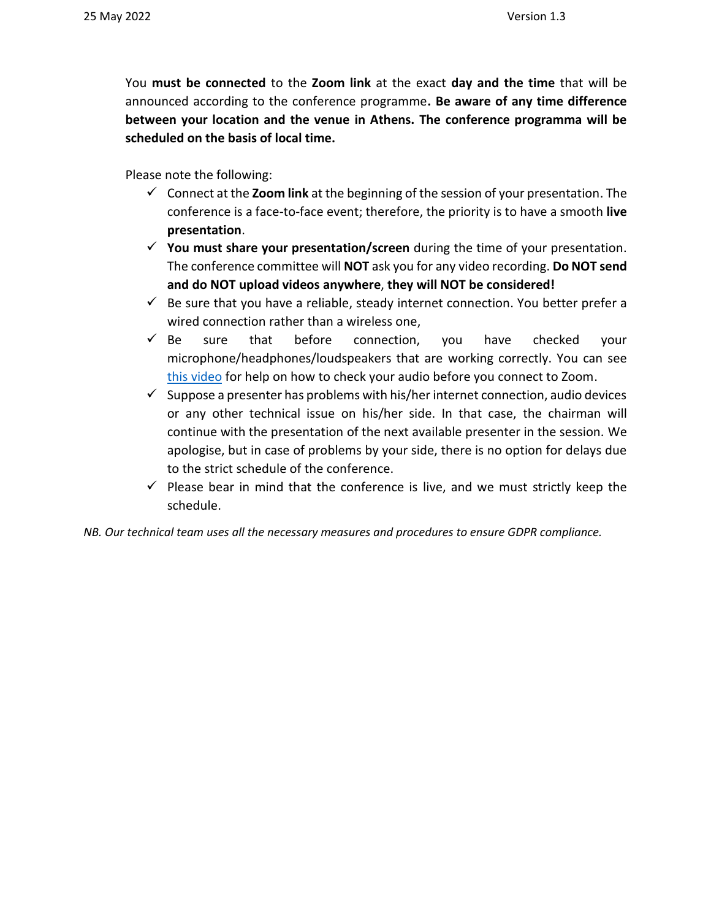You **must be connected** to the **Zoom link** at the exact **day and the time** that will be announced according to the conference programme**. Be aware of any time difference between your location and the venue in Athens. The conference programma will be scheduled on the basis of local time.**

Please note the following:

- ✓ Connect at the **Zoom link** at the beginning of the session of your presentation. The conference is a face-to-face event; therefore, the priority is to have a smooth **live presentation**.
- ✓ **You must share your presentation/screen** during the time of your presentation. The conference committee will **NOT** ask you for any video recording. **Do NOT send and do NOT upload videos anywhere**, **they will NOT be considered!**
- ✓ Be sure that you have a reliable, steady internet connection. You better prefer a wired connection rather than a wireless one,
- ✓ Be sure that before connection, you have checked your microphone/headphones/loudspeakers that are working correctly. You can see [this video] for help on how to check your audio before you connect to Zoom.
- ✓ Suppose a presenter has problems with his/her internet connection, audio devices or any other technical issue on his/her side. In that case, the chairman will continue with the presentation of the next available presenter in the session. We apologise, but in case of problems by your side, there is no option for delays due to the strict schedule of the conference.
- ✓ Please bear in mind that the conference is live, and we must strictly keep the schedule.

*NB. Our technical team uses all the necessary measures and procedures to ensure GDPR compliance.*